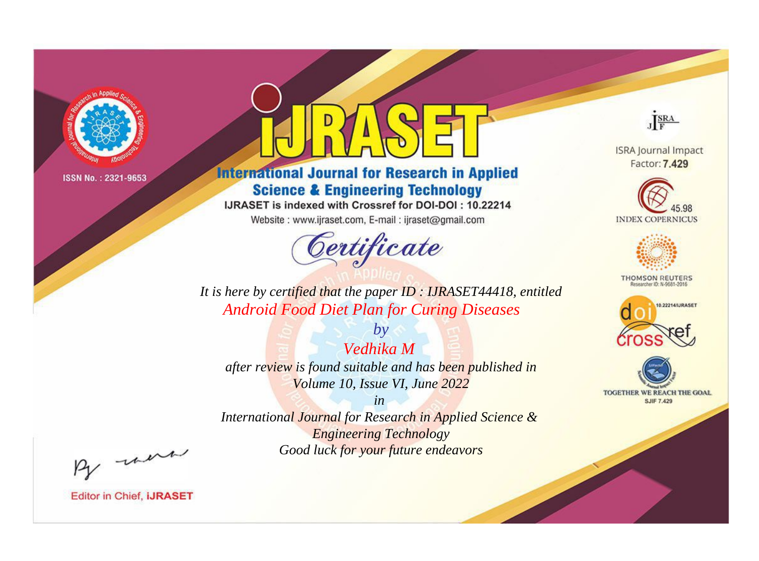ISSN No. : 2321-9653

# iJRASET

## International Journal for Research in Applied Science & Engineering Technology

IJRASET is indexed with Crossref for DOI-DOI : 10.22214

Website : www.ijraset.com, E-mail : ijraset@gmail.com

## *Certificate*

*It is here by certified that the paper ID : IJRASET44418, entitled*

*Android Food Diet Plan for Curing Diseases*

*by*

*Vedhika M*

*after review is found suitable and has been published in*

*Volume 10, Issue VI, June 2022*

*in*

*International Journal for Research in Applied Science & Engineering Technology*

*Good luck for your future endeavors*

ISRA Journal Impact Factor: **7.429**

45.98 INDEX COPERNICUS

THOMSON REUTERS Researcher ID: N-9681-2016

10.22214/IJRASET

TOGETHER WE REACH THE GOAL SJIF 7.429

Editor in Chief, **iJRASET**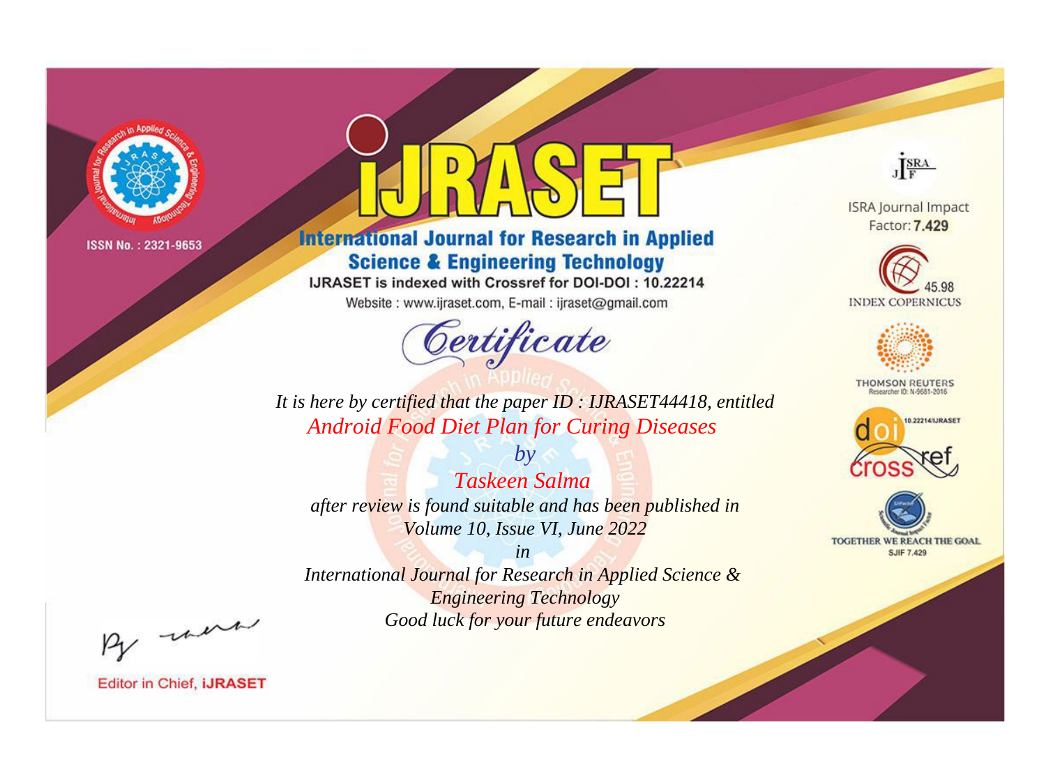ISSN No. : 2321-9653

# iJRASET

## International Journal for Research in Applied Science & Engineering Technology

IJRASET is indexed with Crossref for DOI-DOI : 10.22214

Website : www.ijraset.com, E-mail : ijraset@gmail.com

ISRA Journal Impact Factor: **7.429**

45.98 INDEX COPERNICUS

THOMSON REUTERS Researcher ID: N-9681-2016

10.22214/IJRASET

TOGETHER WE REACH THE GOAL SJIF 7.429

# Certificate

*It is here by certified that the paper ID : IJRASET44418, entitled*

*Android Food Diet Plan for Curing Diseases*

*by*

*Taskeen Salma*

*after review is found suitable and has been published in*

*Volume 10, Issue VI, June 2022*

*in*

*International Journal for Research in Applied Science & Engineering Technology*

*Good luck for your future endeavors*

Editor in Chief, **iJRASET**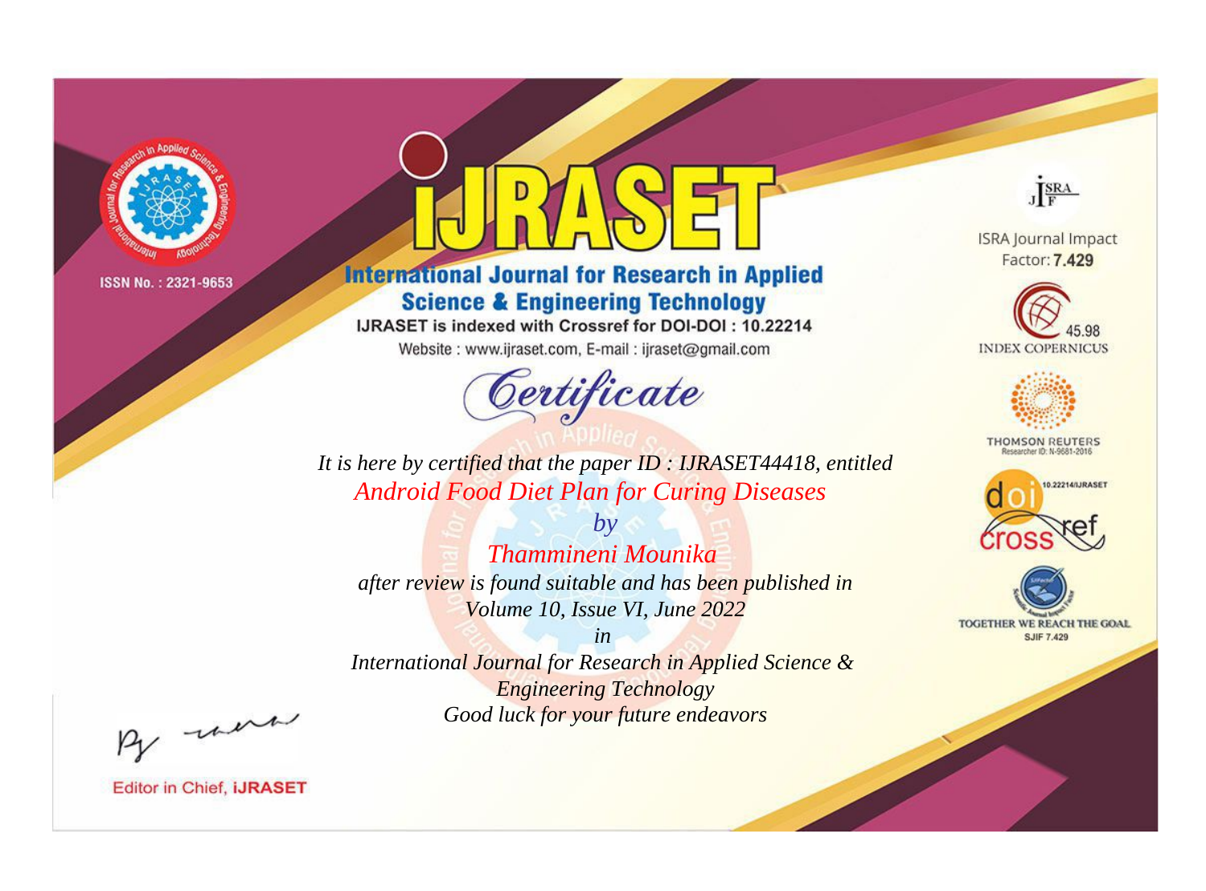ISSN No. : 2321-9653

# IJRASET

## International Journal for Research in Applied Science & Engineering Technology

IJRASET is indexed with Crossref for DOI-DOI : 10.22214

Website : www.ijraset.com, E-mail : ijraset@gmail.com

ISRA Journal Impact Factor: **7.429**

45.98 INDEX COPERNICUS

THOMSON REUTERS Researcher ID: N-9681-2016

10.22214/IJRASET

TOGETHER WE REACH THE GOAL SJIF 7.429

# *Certificate*

*It is here by certified that the paper ID : IJRASET44418, entitled*

*Android Food Diet Plan for Curing Diseases*

*by*

*Thammineni Mounika*

*after review is found suitable and has been published in*

*Volume 10, Issue VI, June 2022*

*in*

*International Journal for Research in Applied Science & Engineering Technology*

*Good luck for your future endeavors*

Editor in Chief, **iJRASET**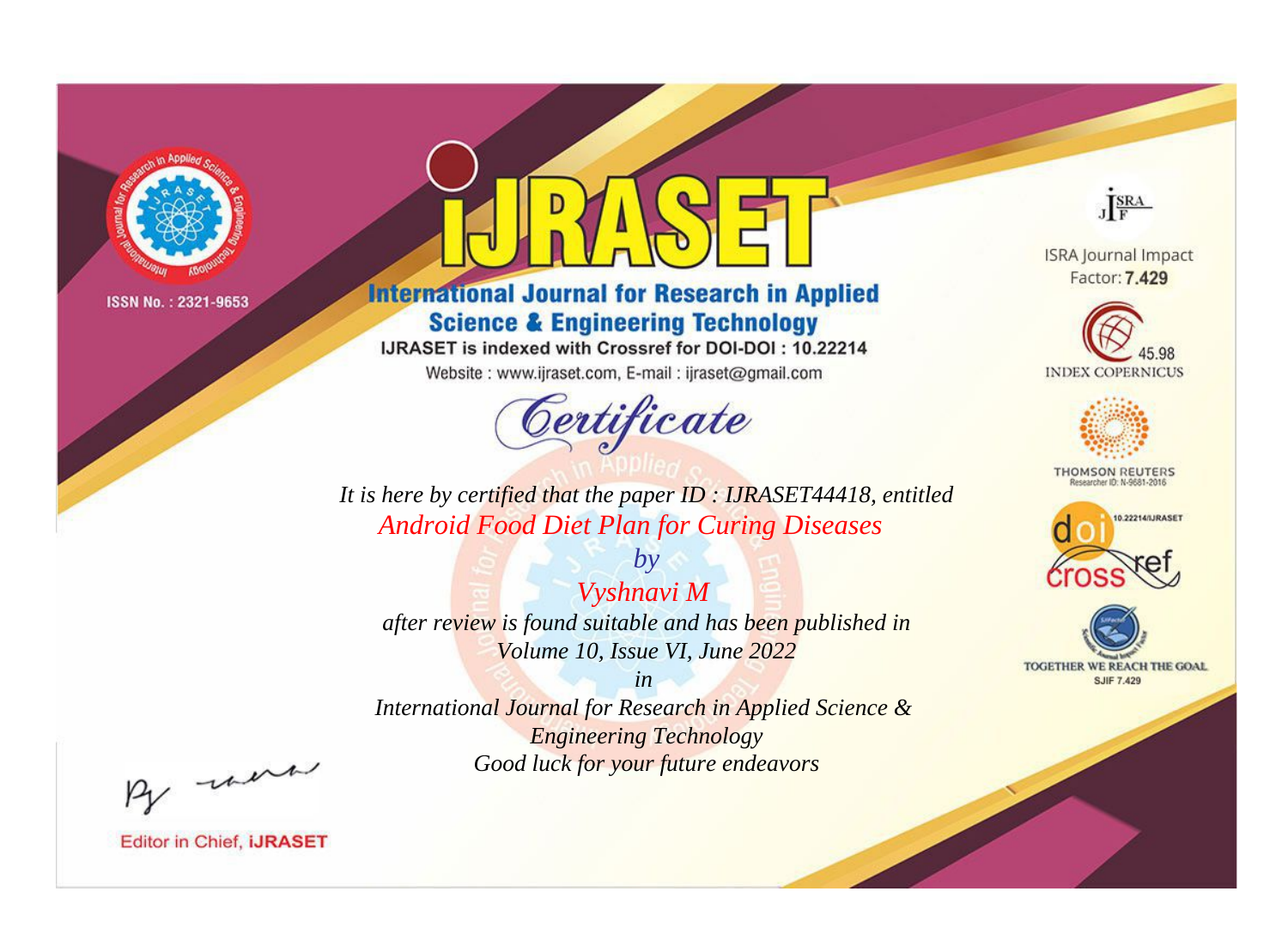ISSN No. : 2321-9653

# IJRASET

## International Journal for Research in Applied Science & Engineering Technology

IJRASET is indexed with Crossref for DOI-DOI : 10.22214

Website : www.ijraset.com, E-mail : ijraset@gmail.com

ISRA Journal Impact Factor: **7.429**

45.98 INDEX COPERNICUS

THOMSON REUTERS Researcher ID: N-9681-2016

10.22214/IJRASET

TOGETHER WE REACH THE GOAL SJIF 7.429

*Certificate*

*It is here by certified that the paper ID : IJRASET44418, entitled*

*Android Food Diet Plan for Curing Diseases*

*by*

*Vyshnavi M*

*after review is found suitable and has been published in*

*Volume 10, Issue VI, June 2022*

*in*

*International Journal for Research in Applied Science & Engineering Technology*

*Good luck for your future endeavors*

Editor in Chief, **IJRASET**